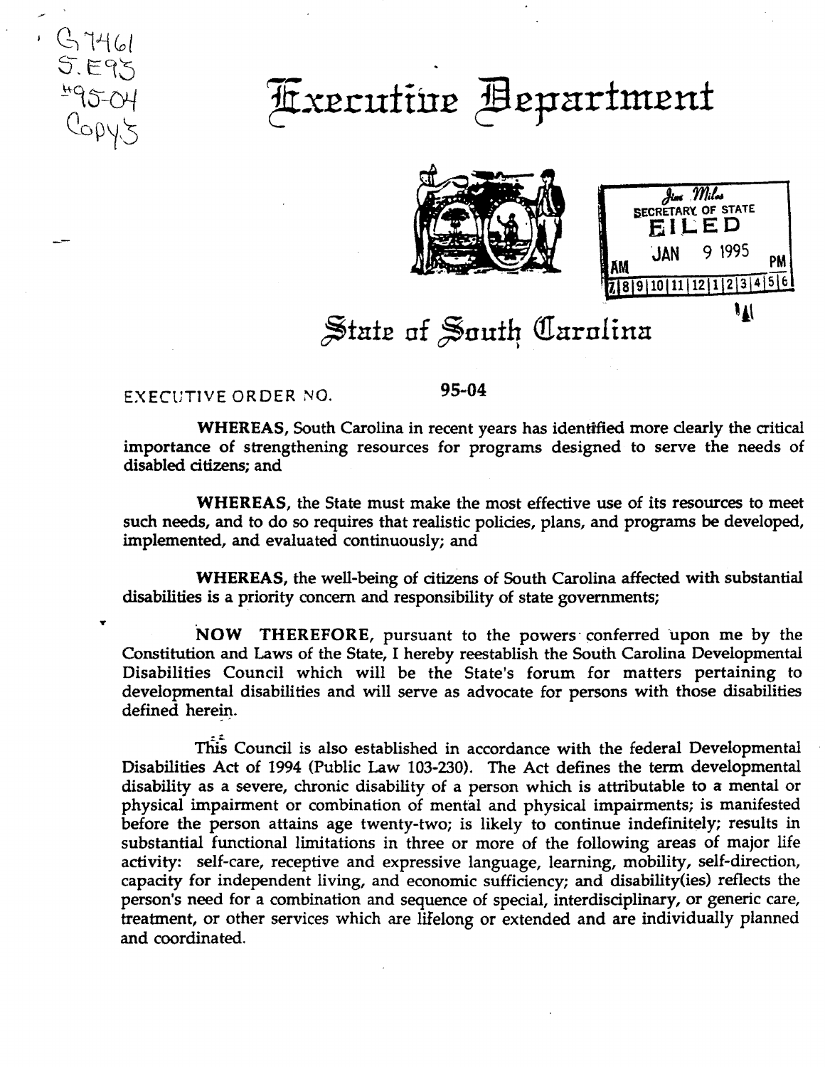G7461
S.E95
#95-04
Copy 3

# Executive Department

SECRETARY OF STATE
FILED
JAN 9 1995

# State of South Carolina

EXECUTIVE ORDER NO. 95-04

**WHEREAS**, South Carolina in recent years has identified more clearly the critical importance of strengthening resources for programs designed to serve the needs of disabled citizens; and

**WHEREAS**, the State must make the most effective use of its resources to meet such needs, and to do so requires that realistic policies, plans, and programs be developed, implemented, and evaluated continuously; and

**WHEREAS**, the well-being of citizens of South Carolina affected with substantial disabilities is a priority concern and responsibility of state governments;

**NOW THEREFORE**, pursuant to the powers conferred upon me by the Constitution and Laws of the State, I hereby reestablish the South Carolina Developmental Disabilities Council which will be the State's forum for matters pertaining to developmental disabilities and will serve as advocate for persons with those disabilities defined herein.

This Council is also established in accordance with the federal Developmental Disabilities Act of 1994 (Public Law 103-230). The Act defines the term developmental disability as a severe, chronic disability of a person which is attributable to a mental or physical impairment or combination of mental and physical impairments; is manifested before the person attains age twenty-two; is likely to continue indefinitely; results in substantial functional limitations in three or more of the following areas of major life activity: self-care, receptive and expressive language, learning, mobility, self-direction, capacity for independent living, and economic sufficiency; and disability(ies) reflects the person's need for a combination and sequence of special, interdisciplinary, or generic care, treatment, or other services which are lifelong or extended and are individually planned and coordinated.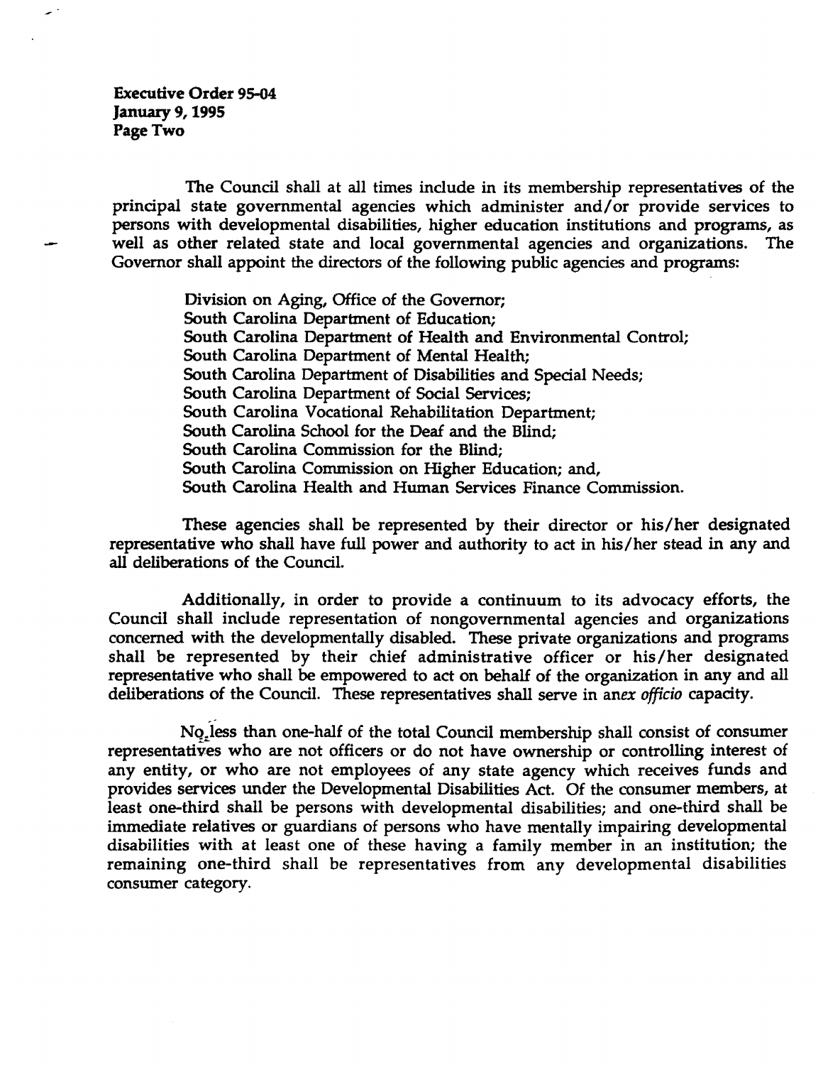The Council shall at all times include in its membership representatives of the principal state governmental agencies which administer and/or provide services to persons with developmental disabilities, higher education institutions and programs, as well as other related state and local governmental agencies and organizations. The Governor shall appoint the directors of the following public agencies and programs:

Division on Aging, Office of the Governor;
South Carolina Department of Education;
South Carolina Department of Health and Environmental Control;
South Carolina Department of Mental Health;
South Carolina Department of Disabilities and Special Needs;
South Carolina Department of Social Services;
South Carolina Vocational Rehabilitation Department;
South Carolina School for the Deaf and the Blind;
South Carolina Commission for the Blind;
South Carolina Commission on Higher Education; and,
South Carolina Health and Human Services Finance Commission.

These agencies shall be represented by their director or his/her designated representative who shall have full power and authority to act in his/her stead in any and all deliberations of the Council.

Additionally, in order to provide a continuum to its advocacy efforts, the Council shall include representation of nongovernmental agencies and organizations concerned with the developmentally disabled. These private organizations and programs shall be represented by their chief administrative officer or his/her designated representative who shall be empowered to act on behalf of the organization in any and all deliberations of the Council. These representatives shall serve in an *ex officio* capacity.

No less than one-half of the total Council membership shall consist of consumer representatives who are not officers or do not have ownership or controlling interest of any entity, or who are not employees of any state agency which receives funds and provides services under the Developmental Disabilities Act. Of the consumer members, at least one-third shall be persons with developmental disabilities; and one-third shall be immediate relatives or guardians of persons who have mentally impairing developmental disabilities with at least one of these having a family member in an institution; the remaining one-third shall be representatives from any developmental disabilities consumer category.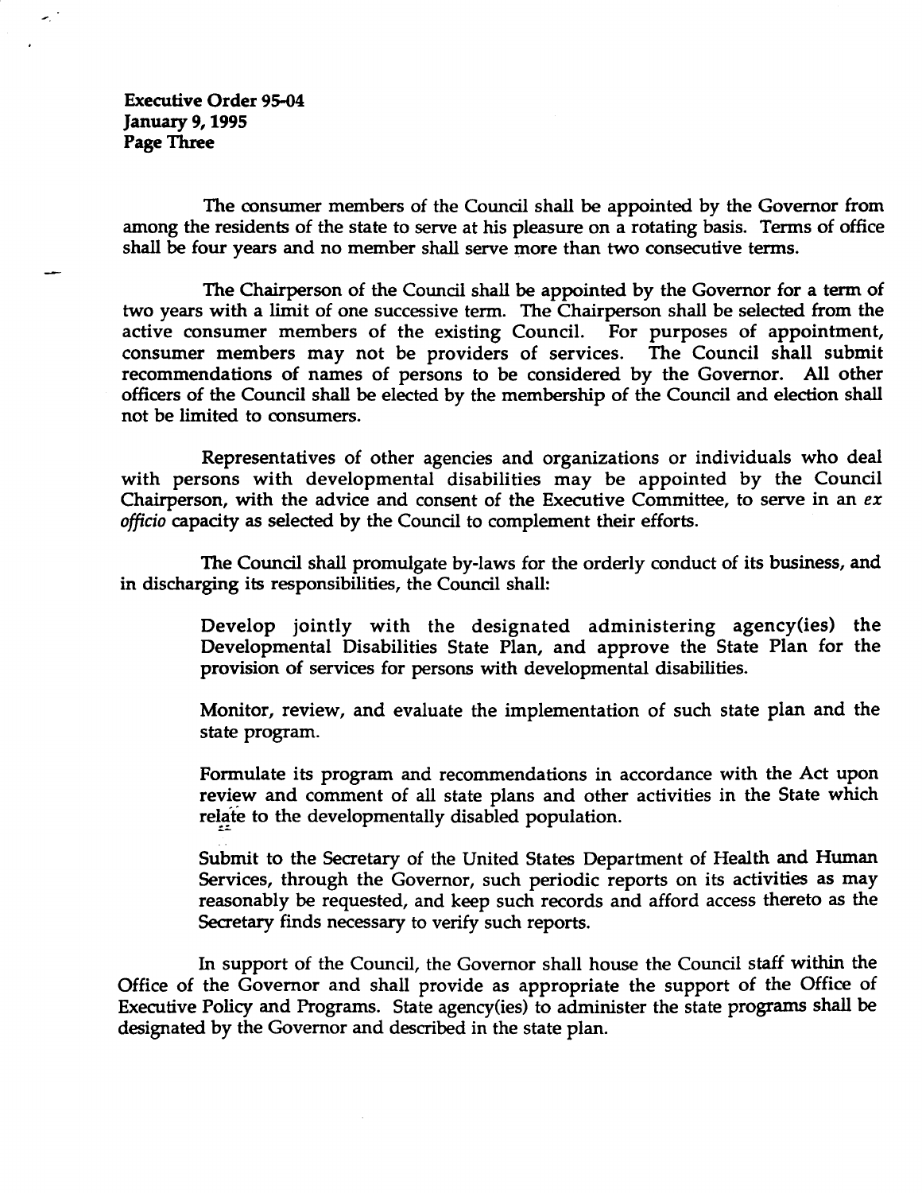The consumer members of the Council shall be appointed by the Governor from among the residents of the state to serve at his pleasure on a rotating basis. Terms of office shall be four years and no member shall serve more than two consecutive terms.

The Chairperson of the Council shall be appointed by the Governor for a term of two years with a limit of one successive term. The Chairperson shall be selected from the active consumer members of the existing Council. For purposes of appointment, consumer members may not be providers of services. The Council shall submit recommendations of names of persons to be considered by the Governor. All other officers of the Council shall be elected by the membership of the Council and election shall not be limited to consumers.

Representatives of other agencies and organizations or individuals who deal with persons with developmental disabilities may be appointed by the Council Chairperson, with the advice and consent of the Executive Committee, to serve in an *ex officio* capacity as selected by the Council to complement their efforts.

The Council shall promulgate by-laws for the orderly conduct of its business, and in discharging its responsibilities, the Council shall:

> Develop jointly with the designated administering agency(ies) the Developmental Disabilities State Plan, and approve the State Plan for the provision of services for persons with developmental disabilities.
>
> Monitor, review, and evaluate the implementation of such state plan and the state program.
>
> Formulate its program and recommendations in accordance with the Act upon review and comment of all state plans and other activities in the State which relate to the developmentally disabled population.
>
> Submit to the Secretary of the United States Department of Health and Human Services, through the Governor, such periodic reports on its activities as may reasonably be requested, and keep such records and afford access thereto as the Secretary finds necessary to verify such reports.

In support of the Council, the Governor shall house the Council staff within the Office of the Governor and shall provide as appropriate the support of the Office of Executive Policy and Programs. State agency(ies) to administer the state programs shall be designated by the Governor and described in the state plan.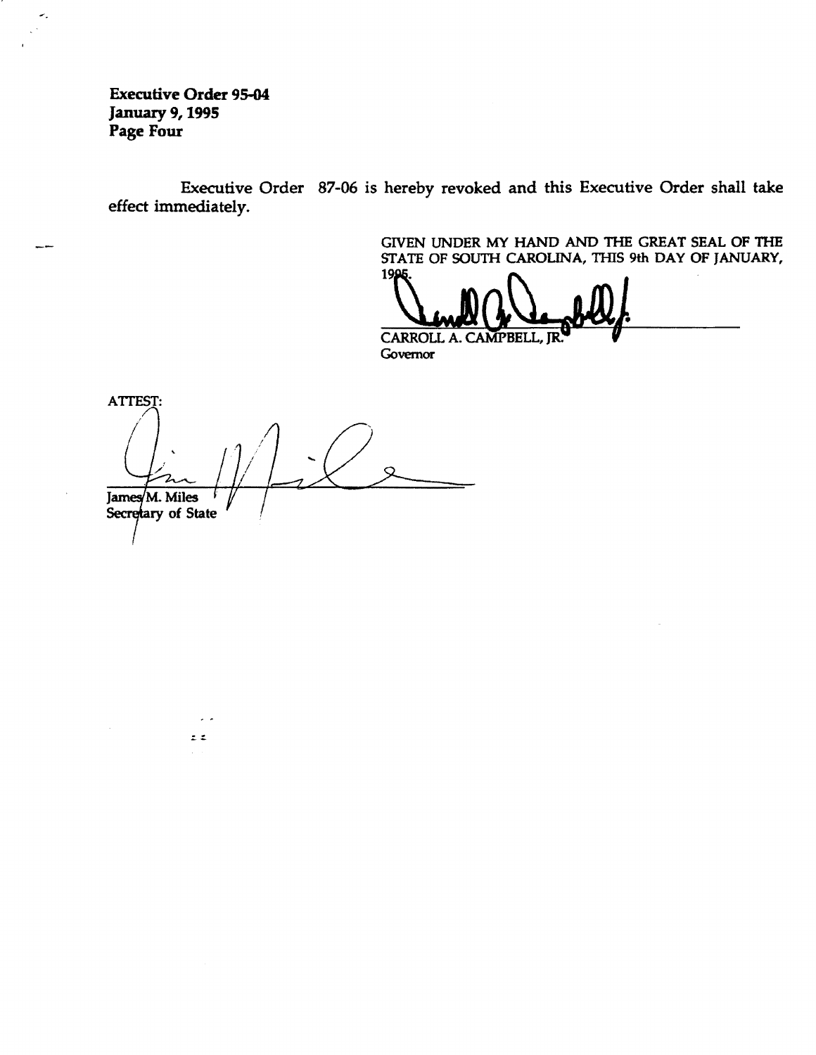**Executive Order 95-04**
**January 9, 1995**
**Page Four**

Executive Order 87-06 is hereby revoked and this Executive Order shall take effect immediately.

GIVEN UNDER MY HAND AND THE GREAT SEAL OF THE STATE OF SOUTH CAROLINA, THIS 9th DAY OF JANUARY, 1995.

CARROLL A. CAMPBELL, JR.
Governor

ATTEST:

James M. Miles
Secretary of State